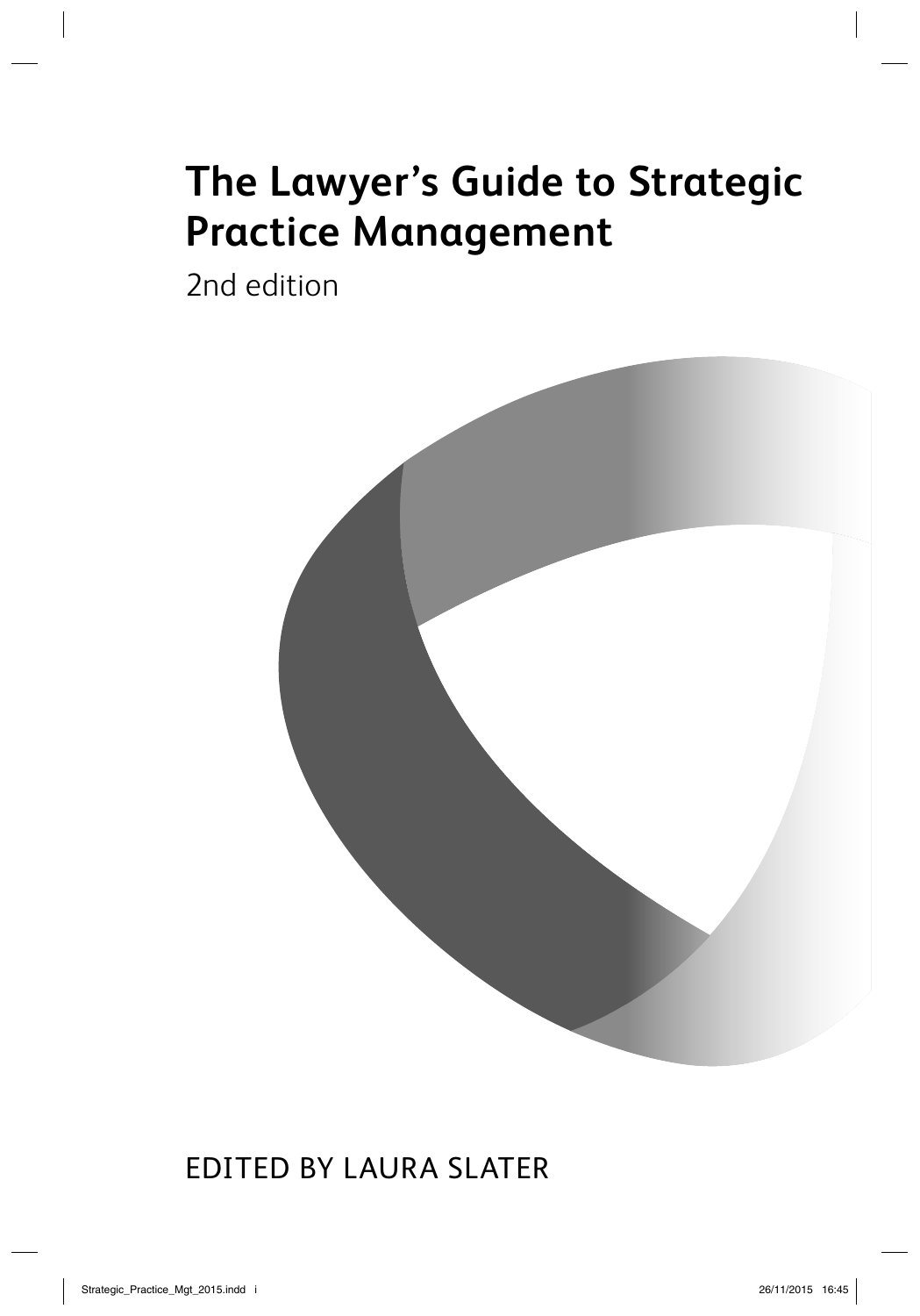# The Lawyer's Guide to Strategic Practice Management

2nd edition

EDITED BY LAURA SLATER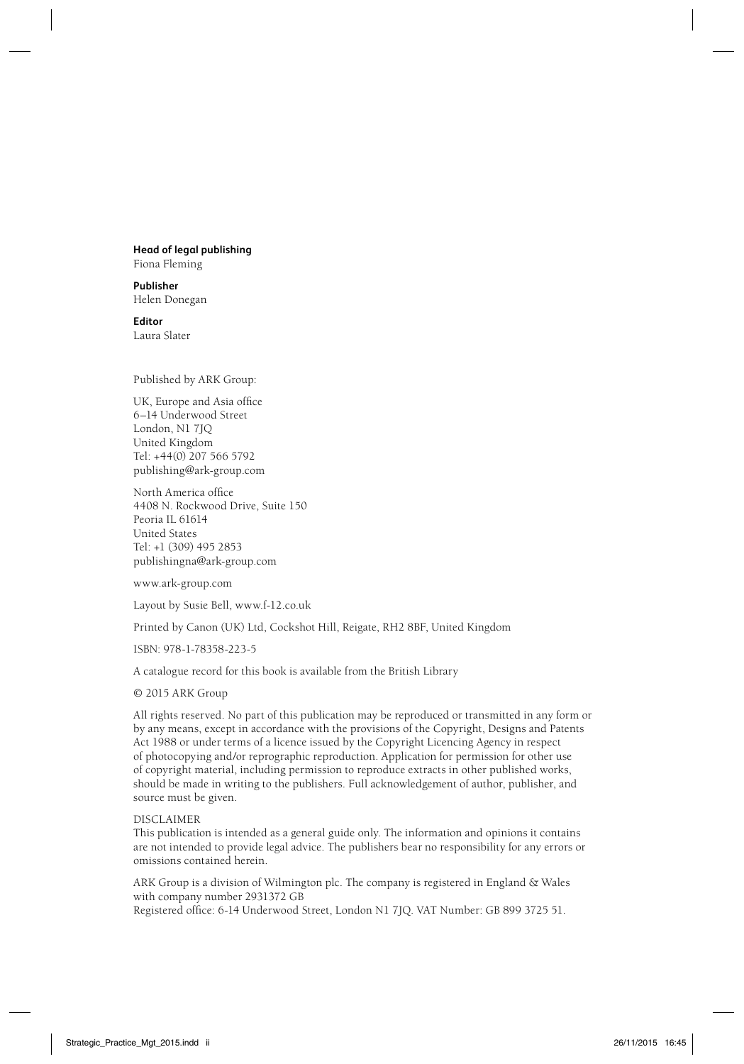**Head of legal publishing**
Fiona Fleming

**Publisher**
Helen Donegan

**Editor**
Laura Slater

Published by ARK Group:

UK, Europe and Asia office
6–14 Underwood Street
London, N1 7JQ
United Kingdom
Tel: +44(0) 207 566 5792
publishing@ark-group.com

North America office
4408 N. Rockwood Drive, Suite 150
Peoria IL 61614
United States
Tel: +1 (309) 495 2853
publishingna@ark-group.com

www.ark-group.com

Layout by Susie Bell, www.f-12.co.uk

Printed by Canon (UK) Ltd, Cockshot Hill, Reigate, RH2 8BF, United Kingdom

ISBN: 978-1-78358-223-5

A catalogue record for this book is available from the British Library

© 2015 ARK Group

All rights reserved. No part of this publication may be reproduced or transmitted in any form or by any means, except in accordance with the provisions of the Copyright, Designs and Patents Act 1988 or under terms of a licence issued by the Copyright Licencing Agency in respect of photocopying and/or reprographic reproduction. Application for permission for other use of copyright material, including permission to reproduce extracts in other published works, should be made in writing to the publishers. Full acknowledgement of author, publisher, and source must be given.

DISCLAIMER
This publication is intended as a general guide only. The information and opinions it contains are not intended to provide legal advice. The publishers bear no responsibility for any errors or omissions contained herein.

ARK Group is a division of Wilmington plc. The company is registered in England & Wales with company number 2931372 GB
Registered office: 6-14 Underwood Street, London N1 7JQ. VAT Number: GB 899 3725 51.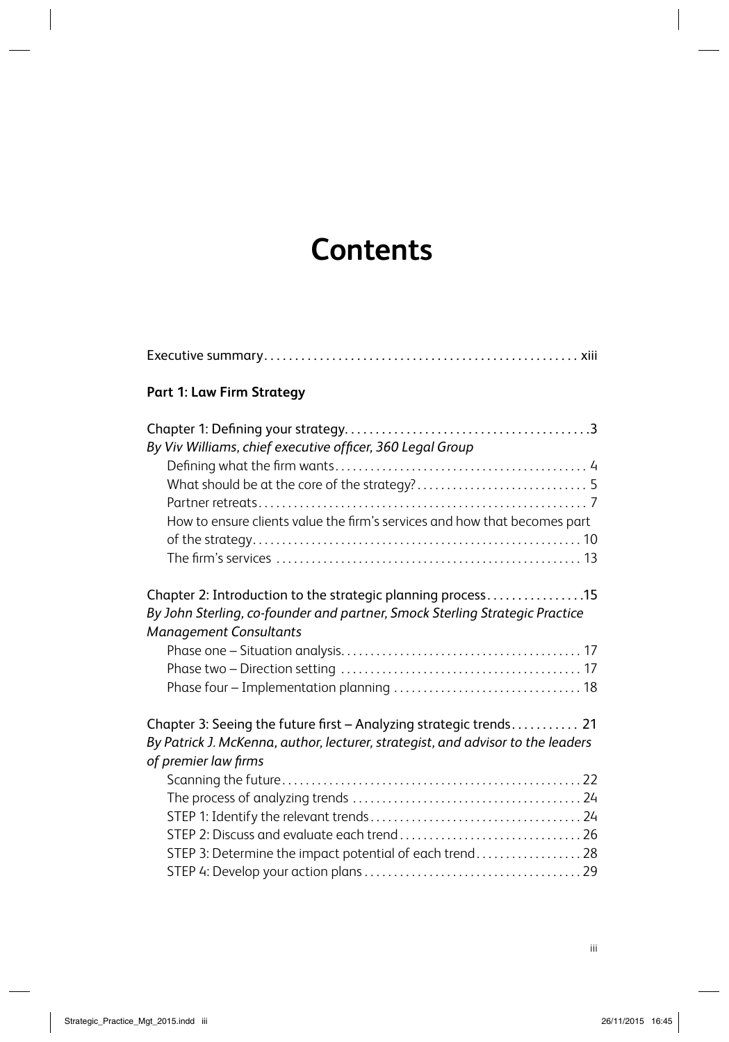# Contents

Executive summary . . . . . . . . . . . . . . . . . . . . . . . . . . . . . . . . . . . . . . . . . . . . . . . . xiii

**Part 1: Law Firm Strategy**

Chapter 1: Defining your strategy . . . . . . . . . . . . . . . . . . . . . . . . . . . . . . . . . . . . . . 3
*By Viv Williams, chief executive officer, 360 Legal Group*

- Defining what the firm wants . . . . . . . . . . . . . . . . . . . . . . . . . . . . . . . . . . . . . . . . 4
- What should be at the core of the strategy? . . . . . . . . . . . . . . . . . . . . . . . . . . . . 5
- Partner retreats . . . . . . . . . . . . . . . . . . . . . . . . . . . . . . . . . . . . . . . . . . . . . . . . . . 7
- How to ensure clients value the firm's services and how that becomes part of the strategy . . . . . . . . . . . . . . . . . . . . . . . . . . . . . . . . . . . . . . . . . . . . . . . . 10
- The firm's services . . . . . . . . . . . . . . . . . . . . . . . . . . . . . . . . . . . . . . . . . . . . . . . 13

Chapter 2: Introduction to the strategic planning process . . . . . . . . . . . . . . . .15
*By John Sterling, co-founder and partner, Smock Sterling Strategic Practice Management Consultants*

- Phase one – Situation analysis . . . . . . . . . . . . . . . . . . . . . . . . . . . . . . . . . . . . . . 17
- Phase two – Direction setting . . . . . . . . . . . . . . . . . . . . . . . . . . . . . . . . . . . . . . 17
- Phase four – Implementation planning . . . . . . . . . . . . . . . . . . . . . . . . . . . . . . . 18

Chapter 3: Seeing the future first – Analyzing strategic trends . . . . . . . . . . . 21
*By Patrick J. McKenna, author, lecturer, strategist, and advisor to the leaders of premier law firms*

- Scanning the future . . . . . . . . . . . . . . . . . . . . . . . . . . . . . . . . . . . . . . . . . . . . . . 22
- The process of analyzing trends . . . . . . . . . . . . . . . . . . . . . . . . . . . . . . . . . . . . . 24
- STEP 1: Identify the relevant trends . . . . . . . . . . . . . . . . . . . . . . . . . . . . . . . . . . 24
- STEP 2: Discuss and evaluate each trend . . . . . . . . . . . . . . . . . . . . . . . . . . . . . . 26
- STEP 3: Determine the impact potential of each trend . . . . . . . . . . . . . . . . . . 28
- STEP 4: Develop your action plans . . . . . . . . . . . . . . . . . . . . . . . . . . . . . . . . . . . 29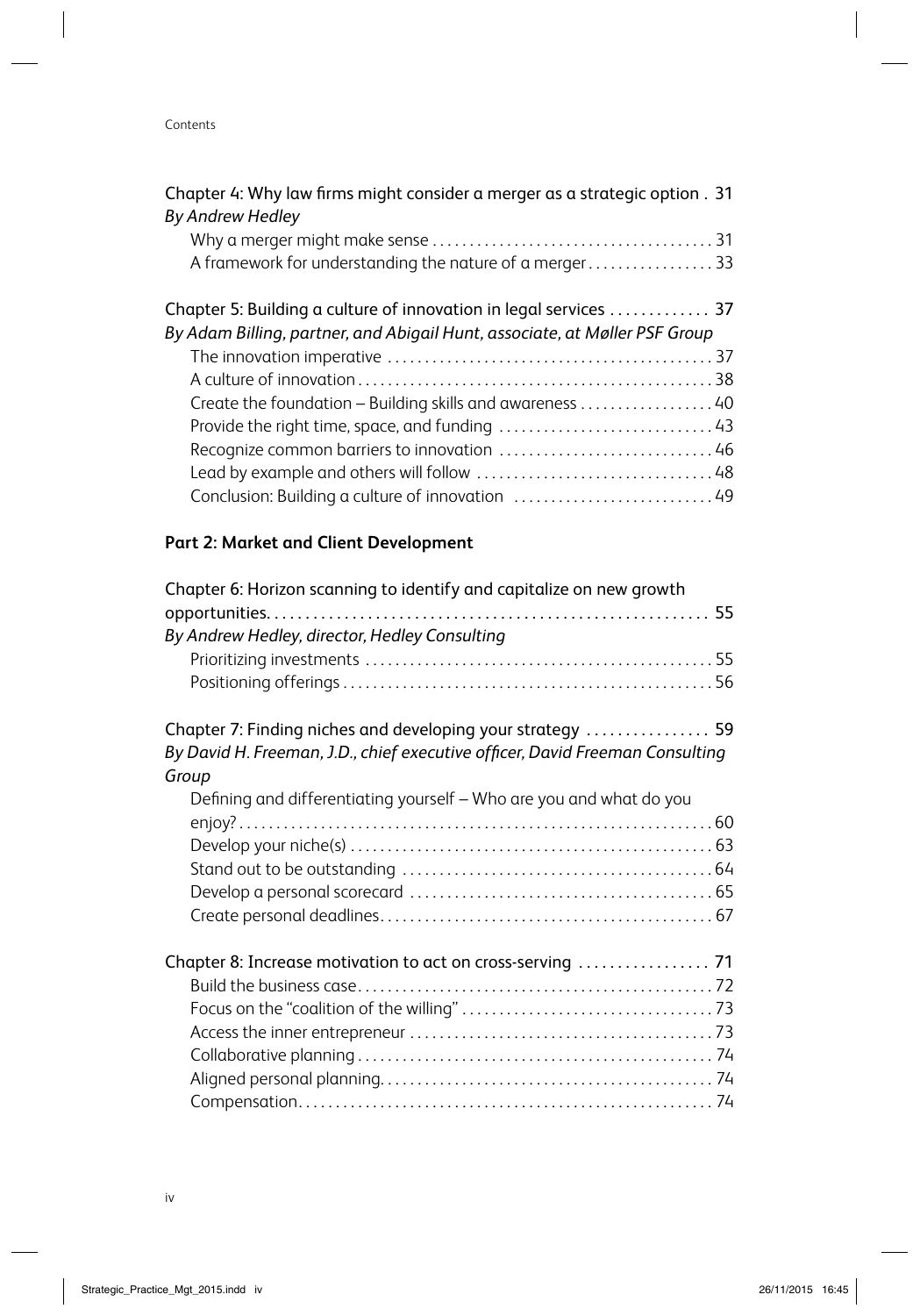Chapter 4: Why law firms might consider a merger as a strategic option . 31
*By Andrew Hedley*
- Why a merger might make sense . . . . . . . . . . . . . . . . . . . . . . . . . . . . . . . . . . . . . . 31
- A framework for understanding the nature of a merger . . . . . . . . . . . . . . . . . 33

Chapter 5: Building a culture of innovation in legal services . . . . . . . . . . . . . 37
*By Adam Billing, partner, and Abigail Hunt, associate, at Møller PSF Group*
- The innovation imperative . . . . . . . . . . . . . . . . . . . . . . . . . . . . . . . . . . . . . . . . . . . 37
- A culture of innovation . . . . . . . . . . . . . . . . . . . . . . . . . . . . . . . . . . . . . . . . . . . . . . . 38
- Create the foundation – Building skills and awareness . . . . . . . . . . . . . . . . . . 40
- Provide the right time, space, and funding . . . . . . . . . . . . . . . . . . . . . . . . . . . . 43
- Recognize common barriers to innovation . . . . . . . . . . . . . . . . . . . . . . . . . . . . 46
- Lead by example and others will follow . . . . . . . . . . . . . . . . . . . . . . . . . . . . . . 48
- Conclusion: Building a culture of innovation . . . . . . . . . . . . . . . . . . . . . . . . . . 49

**Part 2: Market and Client Development**

Chapter 6: Horizon scanning to identify and capitalize on new growth opportunities. . . . . . . . . . . . . . . . . . . . . . . . . . . . . . . . . . . . . . . . . . . . . . . . . . . . . . . . . 55
*By Andrew Hedley, director, Hedley Consulting*
- Prioritizing investments . . . . . . . . . . . . . . . . . . . . . . . . . . . . . . . . . . . . . . . . . . . . . 55
- Positioning offerings . . . . . . . . . . . . . . . . . . . . . . . . . . . . . . . . . . . . . . . . . . . . . . . . . 56

Chapter 7: Finding niches and developing your strategy . . . . . . . . . . . . . . . . 59
*By David H. Freeman, J.D., chief executive officer, David Freeman Consulting Group*
- Defining and differentiating yourself – Who are you and what do you enjoy? . . . . . . . . . . . . . . . . . . . . . . . . . . . . . . . . . . . . . . . . . . . . . . . . . . . . . . . . . . . . . . 60
- Develop your niche(s) . . . . . . . . . . . . . . . . . . . . . . . . . . . . . . . . . . . . . . . . . . . . . . . . 63
- Stand out to be outstanding . . . . . . . . . . . . . . . . . . . . . . . . . . . . . . . . . . . . . . . . . 64
- Develop a personal scorecard . . . . . . . . . . . . . . . . . . . . . . . . . . . . . . . . . . . . . . . . 65
- Create personal deadlines. . . . . . . . . . . . . . . . . . . . . . . . . . . . . . . . . . . . . . . . . . . . 67

Chapter 8: Increase motivation to act on cross-serving . . . . . . . . . . . . . . . . . 71
- Build the business case. . . . . . . . . . . . . . . . . . . . . . . . . . . . . . . . . . . . . . . . . . . . . . . 72
- Focus on the "coalition of the willing" . . . . . . . . . . . . . . . . . . . . . . . . . . . . . . . . . 73
- Access the inner entrepreneur . . . . . . . . . . . . . . . . . . . . . . . . . . . . . . . . . . . . . . . . 73
- Collaborative planning . . . . . . . . . . . . . . . . . . . . . . . . . . . . . . . . . . . . . . . . . . . . . . . 74
- Aligned personal planning. . . . . . . . . . . . . . . . . . . . . . . . . . . . . . . . . . . . . . . . . . . . 74
- Compensation. . . . . . . . . . . . . . . . . . . . . . . . . . . . . . . . . . . . . . . . . . . . . . . . . . . . . . . 74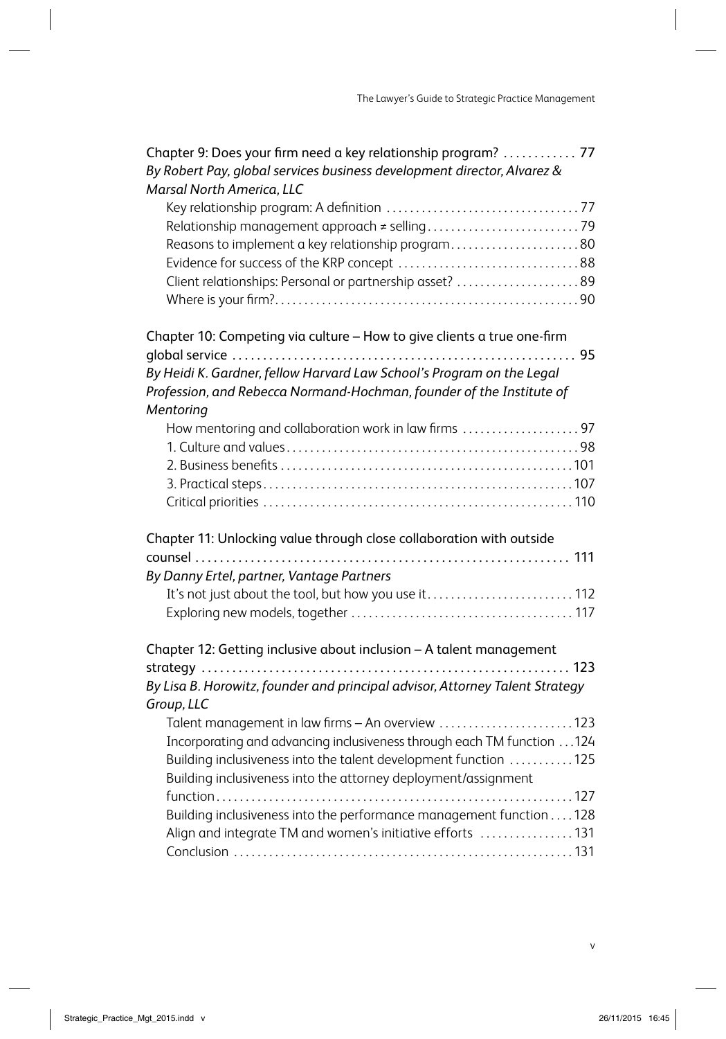Chapter 9: Does your firm need a key relationship program? ............ 77

*By Robert Pay, global services business development director, Alvarez & Marsal North America, LLC*

- Key relationship program: A definition ................................ 77
- Relationship management approach ≠ selling.......................... 79
- Reasons to implement a key relationship program...................... 80
- Evidence for success of the KRP concept ............................... 88
- Client relationships: Personal or partnership asset? ..................... 89
- Where is your firm?.................................................... 90

Chapter 10: Competing via culture – How to give clients a true one-firm global service ........................................................ 95

*By Heidi K. Gardner, fellow Harvard Law School's Program on the Legal Profession, and Rebecca Normand-Hochman, founder of the Institute of Mentoring*

- How mentoring and collaboration work in law firms .................... 97
- 1. Culture and values.................................................. 98
- 2. Business benefits .................................................. 101
- 3. Practical steps..................................................... 107
- Critical priorities .................................................... 110

Chapter 11: Unlocking value through close collaboration with outside counsel ............................................................. 111

*By Danny Ertel, partner, Vantage Partners*

- It's not just about the tool, but how you use it......................... 112
- Exploring new models, together ...................................... 117

Chapter 12: Getting inclusive about inclusion – A talent management strategy ............................................................ 123

*By Lisa B. Horowitz, founder and principal advisor, Attorney Talent Strategy Group, LLC*

- Talent management in law firms – An overview ....................... 123
- Incorporating and advancing inclusiveness through each TM function ...124
- Building inclusiveness into the talent development function ...........125
- Building inclusiveness into the attorney deployment/assignment function...........................................................127
- Building inclusiveness into the performance management function ....128
- Align and integrate TM and women's initiative efforts ................131
- Conclusion ..........................................................131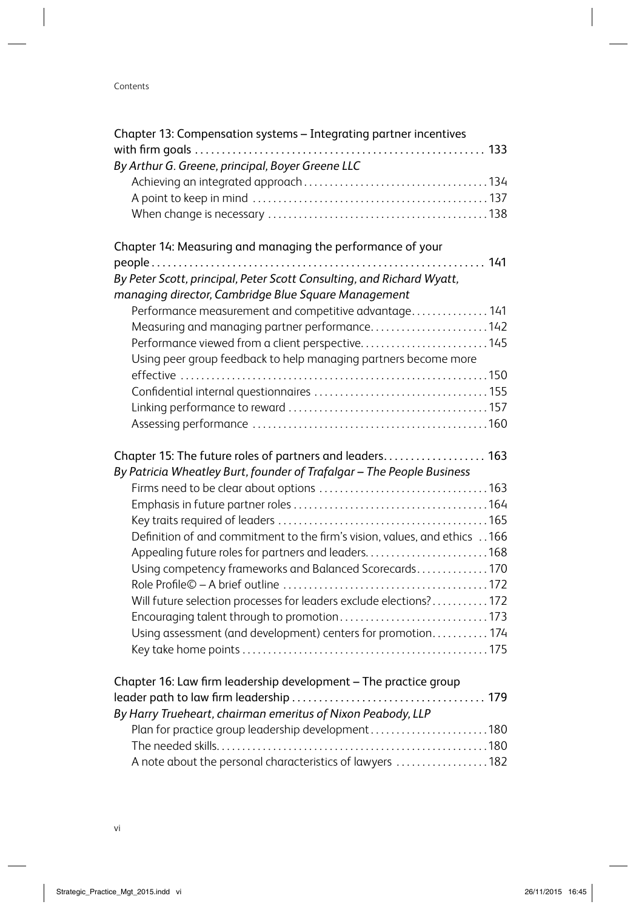Chapter 13: Compensation systems – Integrating partner incentives with firm goals ..................................................... 133

*By Arthur G. Greene, principal, Boyer Greene LLC*

- Achieving an integrated approach .................................... 134
- A point to keep in mind .............................................. 137
- When change is necessary ........................................... 138

Chapter 14: Measuring and managing the performance of your people ............................................................... 141

*By Peter Scott, principal, Peter Scott Consulting, and Richard Wyatt, managing director, Cambridge Blue Square Management*

- Performance measurement and competitive advantage ............... 141
- Measuring and managing partner performance ........................ 142
- Performance viewed from a client perspective ......................... 145
- Using peer group feedback to help managing partners become more effective ............................................................ 150
- Confidential internal questionnaires .................................. 155
- Linking performance to reward ....................................... 157
- Assessing performance .............................................. 160

Chapter 15: The future roles of partners and leaders ................... 163

*By Patricia Wheatley Burt, founder of Trafalgar – The People Business*

- Firms need to be clear about options ................................. 163
- Emphasis in future partner roles ...................................... 164
- Key traits required of leaders ......................................... 165
- Definition of and commitment to the firm's vision, values, and ethics .. 166
- Appealing future roles for partners and leaders ........................ 168
- Using competency frameworks and Balanced Scorecards .............. 170
- Role Profile© – A brief outline ........................................ 172
- Will future selection processes for leaders exclude elections? ........... 172
- Encouraging talent through to promotion ............................. 173
- Using assessment (and development) centers for promotion ........... 174
- Key take home points ................................................ 175

Chapter 16: Law firm leadership development – The practice group leader path to law firm leadership .................................... 179

*By Harry Trueheart, chairman emeritus of Nixon Peabody, LLP*

- Plan for practice group leadership development ....................... 180
- The needed skills ..................................................... 180
- A note about the personal characteristics of lawyers .................. 182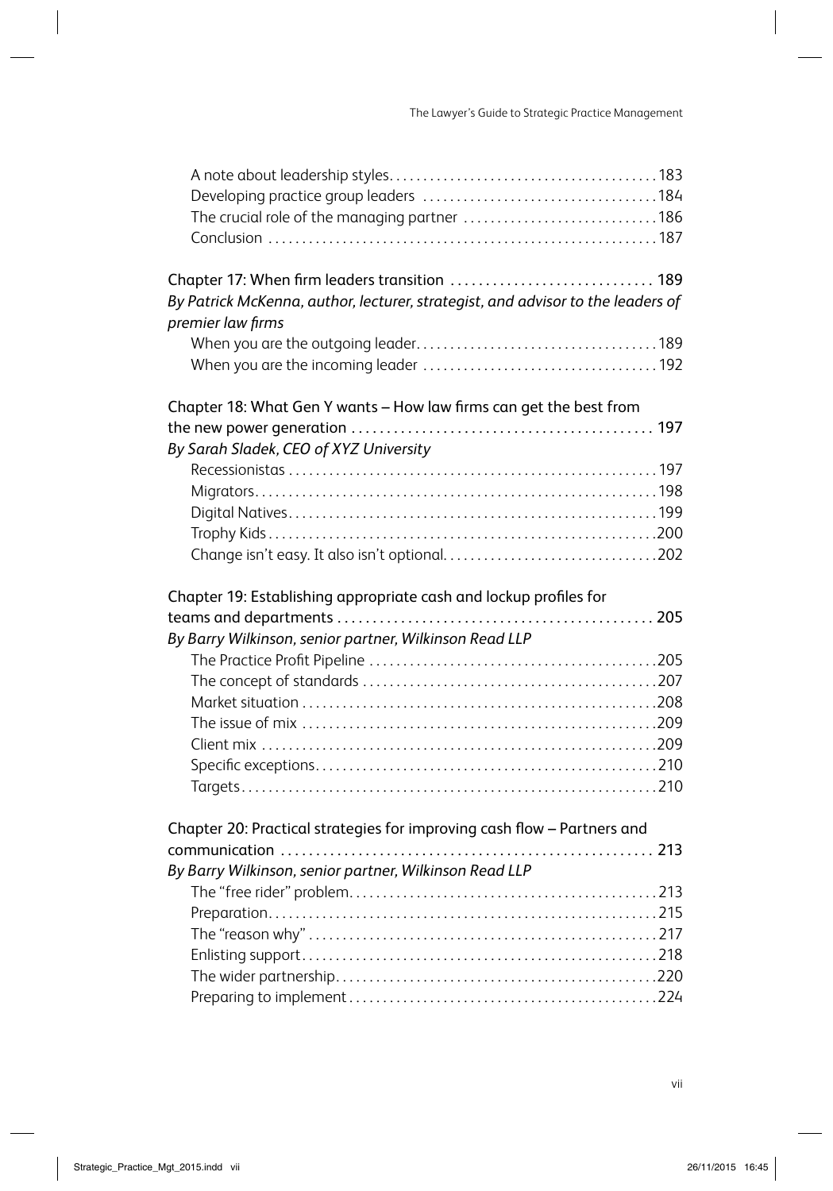A note about leadership styles . . . 183
Developing practice group leaders . . . 184
The crucial role of the managing partner . . . 186
Conclusion . . . 187

Chapter 17: When firm leaders transition . . . 189
*By Patrick McKenna, author, lecturer, strategist, and advisor to the leaders of premier law firms*

When you are the outgoing leader . . . 189
When you are the incoming leader . . . 192

Chapter 18: What Gen Y wants – How law firms can get the best from the new power generation . . . 197
*By Sarah Sladek, CEO of XYZ University*

Recessionistas . . . 197
Migrators . . . 198
Digital Natives . . . 199
Trophy Kids . . . 200
Change isn't easy. It also isn't optional. . . . 202

Chapter 19: Establishing appropriate cash and lockup profiles for teams and departments . . . 205
*By Barry Wilkinson, senior partner, Wilkinson Read LLP*

The Practice Profit Pipeline . . . 205
The concept of standards . . . 207
Market situation . . . 208
The issue of mix . . . 209
Client mix . . . 209
Specific exceptions . . . 210
Targets . . . 210

Chapter 20: Practical strategies for improving cash flow – Partners and communication . . . 213
*By Barry Wilkinson, senior partner, Wilkinson Read LLP*

The "free rider" problem . . . 213
Preparation . . . 215
The "reason why" . . . 217
Enlisting support . . . 218
The wider partnership . . . 220
Preparing to implement . . . 224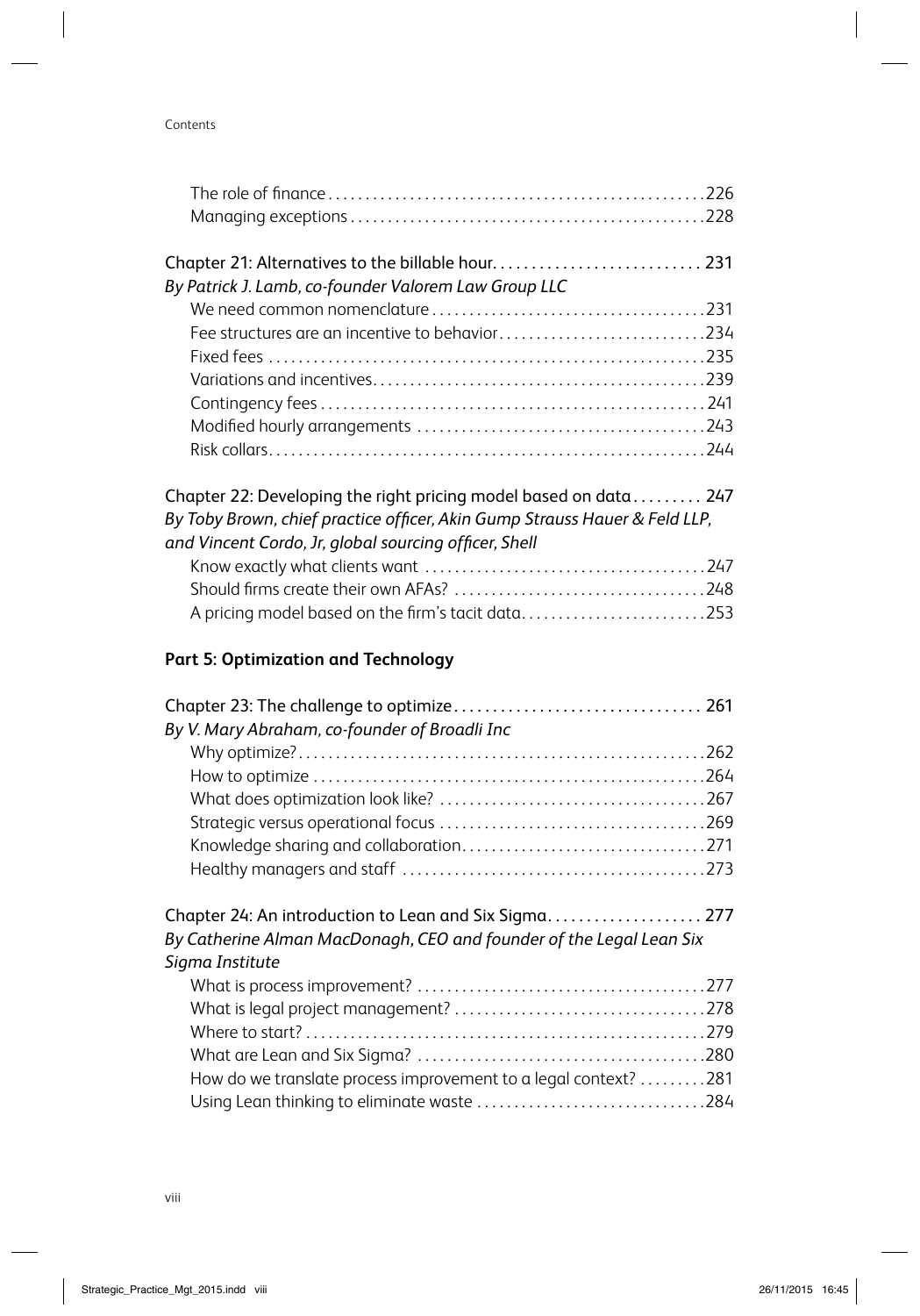The role of finance ..................................................226
Managing exceptions ................................................228

Chapter 21: Alternatives to the billable hour........................... 231
*By Patrick J. Lamb, co-founder Valorem Law Group LLC*
We need common nomenclature .....................................231
Fee structures are an incentive to behavior............................234
Fixed fees ..........................................................235
Variations and incentives............................................239
Contingency fees ................................................... 241
Modified hourly arrangements .......................................243
Risk collars..........................................................244

Chapter 22: Developing the right pricing model based on data......... 247
*By Toby Brown, chief practice officer, Akin Gump Strauss Hauer & Feld LLP, and Vincent Cordo, Jr, global sourcing officer, Shell*
Know exactly what clients want ......................................247
Should firms create their own AFAs? ..................................248
A pricing model based on the firm's tacit data.........................253

**Part 5: Optimization and Technology**

Chapter 23: The challenge to optimize................................ 261
*By V. Mary Abraham, co-founder of Broadli Inc*
Why optimize?......................................................262
How to optimize ....................................................264
What does optimization look like? ....................................267
Strategic versus operational focus ....................................269
Knowledge sharing and collaboration.................................271
Healthy managers and staff .........................................273

Chapter 24: An introduction to Lean and Six Sigma.................... 277
*By Catherine Alman MacDonagh, CEO and founder of the Legal Lean Six Sigma Institute*
What is process improvement? .......................................277
What is legal project management? ..................................278
Where to start? .....................................................279
What are Lean and Six Sigma? .......................................280
How do we translate process improvement to a legal context? .........281
Using Lean thinking to eliminate waste ...............................284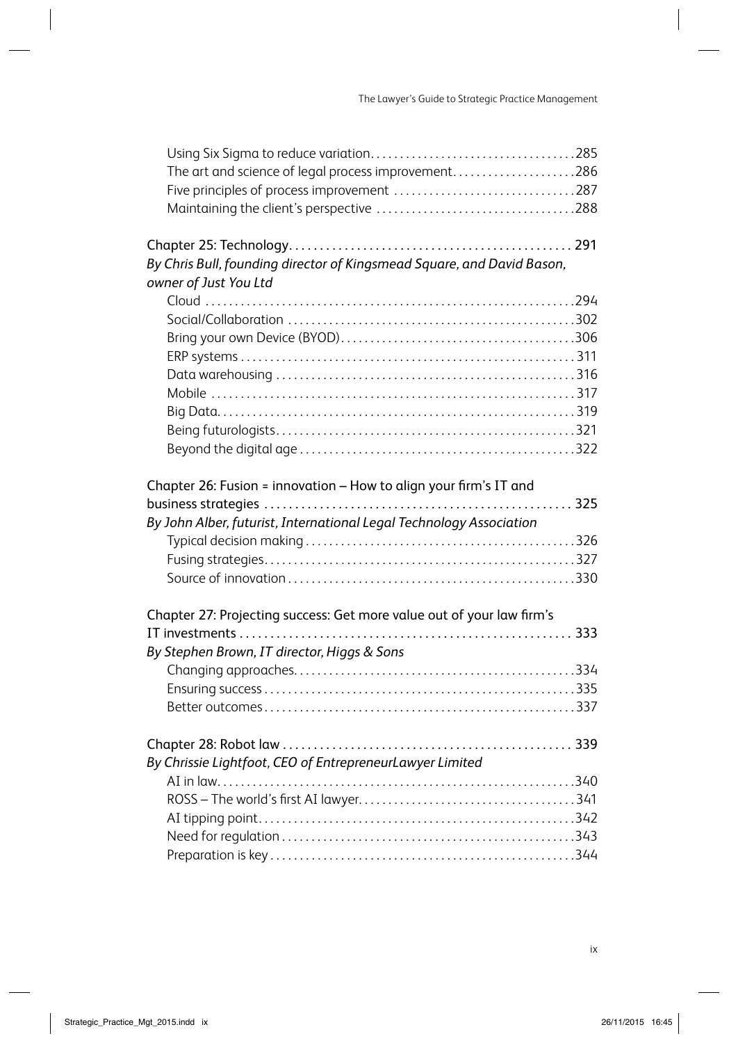- Using Six Sigma to reduce variation . . . 285
- The art and science of legal process improvement . . . 286
- Five principles of process improvement . . . 287
- Maintaining the client's perspective . . . 288

Chapter 25: Technology . . . 291
*By Chris Bull, founding director of Kingsmead Square, and David Bason, owner of Just You Ltd*

- Cloud . . . 294
- Social/Collaboration . . . 302
- Bring your own Device (BYOD) . . . 306
- ERP systems . . . 311
- Data warehousing . . . 316
- Mobile . . . 317
- Big Data . . . 319
- Being futurologists . . . 321
- Beyond the digital age . . . 322

Chapter 26: Fusion = innovation – How to align your firm's IT and business strategies . . . 325
*By John Alber, futurist, International Legal Technology Association*

- Typical decision making . . . 326
- Fusing strategies . . . 327
- Source of innovation . . . 330

Chapter 27: Projecting success: Get more value out of your law firm's IT investments . . . 333
*By Stephen Brown, IT director, Higgs & Sons*

- Changing approaches . . . 334
- Ensuring success . . . 335
- Better outcomes . . . 337

Chapter 28: Robot law . . . 339
*By Chrissie Lightfoot, CEO of EntrepreneurLawyer Limited*

- AI in law . . . 340
- ROSS – The world's first AI lawyer . . . 341
- AI tipping point . . . 342
- Need for regulation . . . 343
- Preparation is key . . . 344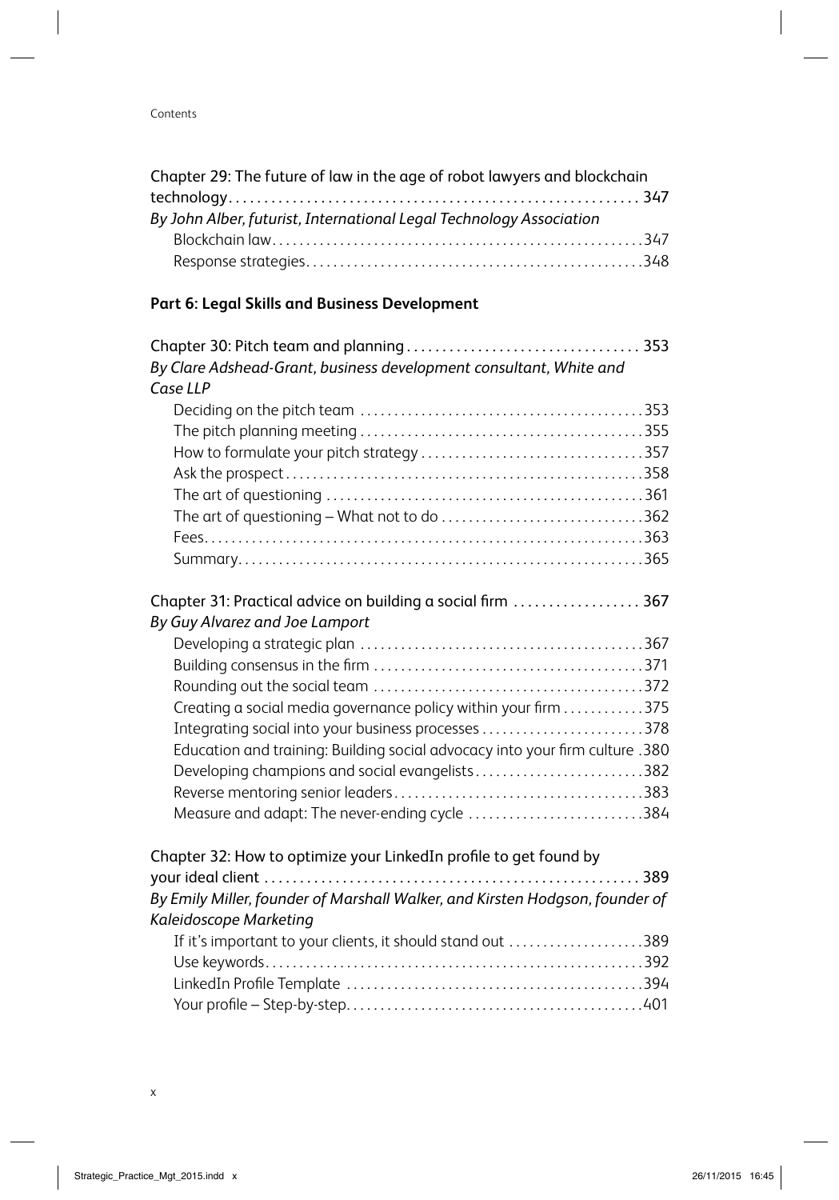Chapter 29: The future of law in the age of robot lawyers and blockchain technology . . . . . . . . . . 347
*By John Alber, futurist, International Legal Technology Association*
- Blockchain law . . . . . . . . . . 347
- Response strategies . . . . . . . . . . 348

**Part 6: Legal Skills and Business Development**

Chapter 30: Pitch team and planning . . . . . . . . . . 353
*By Clare Adshead-Grant, business development consultant, White and Case LLP*
- Deciding on the pitch team . . . . . . . . . . 353
- The pitch planning meeting . . . . . . . . . . 355
- How to formulate your pitch strategy . . . . . . . . . . 357
- Ask the prospect . . . . . . . . . . 358
- The art of questioning . . . . . . . . . . 361
- The art of questioning – What not to do . . . . . . . . . . 362
- Fees . . . . . . . . . . 363
- Summary . . . . . . . . . . 365

Chapter 31: Practical advice on building a social firm . . . . . . . . . . 367
*By Guy Alvarez and Joe Lamport*
- Developing a strategic plan . . . . . . . . . . 367
- Building consensus in the firm . . . . . . . . . . 371
- Rounding out the social team . . . . . . . . . . 372
- Creating a social media governance policy within your firm . . . . . . . . . . 375
- Integrating social into your business processes . . . . . . . . . . 378
- Education and training: Building social advocacy into your firm culture . 380
- Developing champions and social evangelists . . . . . . . . . . 382
- Reverse mentoring senior leaders . . . . . . . . . . 383
- Measure and adapt: The never-ending cycle . . . . . . . . . . 384

Chapter 32: How to optimize your LinkedIn profile to get found by your ideal client . . . . . . . . . . 389
*By Emily Miller, founder of Marshall Walker, and Kirsten Hodgson, founder of Kaleidoscope Marketing*
- If it's important to your clients, it should stand out . . . . . . . . . . 389
- Use keywords . . . . . . . . . . 392
- LinkedIn Profile Template . . . . . . . . . . 394
- Your profile – Step-by-step . . . . . . . . . . 401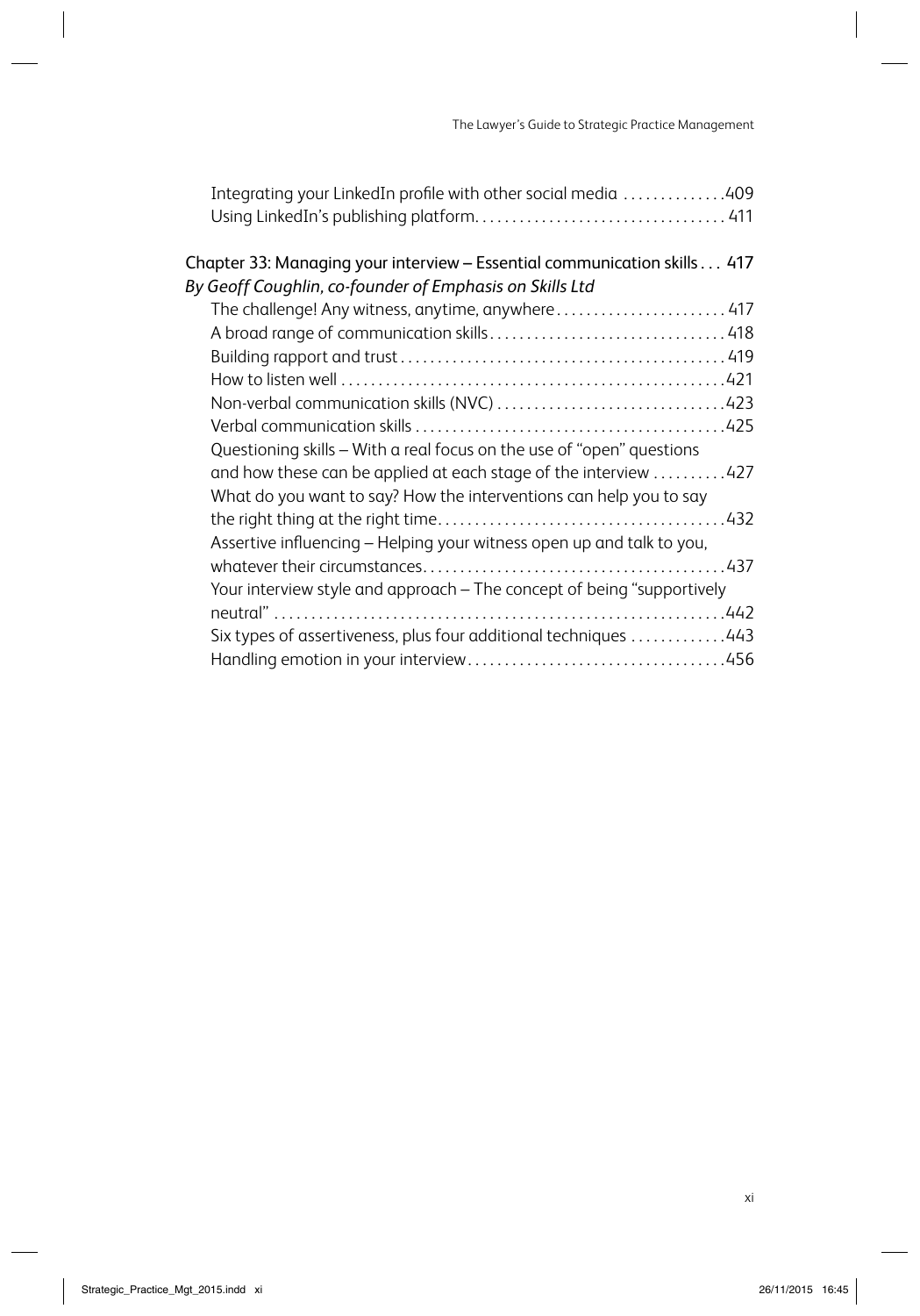Integrating your LinkedIn profile with other social media . . . . . . . . . . . . . 409
Using LinkedIn's publishing platform. . . . . . . . . . . . . . . . . . . . . . . . . . . . . . . . . . 411

Chapter 33: Managing your interview – Essential communication skills . . . 417
*By Geoff Coughlin, co-founder of Emphasis on Skills Ltd*

The challenge! Any witness, anytime, anywhere . . . . . . . . . . . . . . . . . . . . . . . 417
A broad range of communication skills . . . . . . . . . . . . . . . . . . . . . . . . . . . . . . . 418
Building rapport and trust . . . . . . . . . . . . . . . . . . . . . . . . . . . . . . . . . . . . . . . . . . . 419
How to listen well . . . . . . . . . . . . . . . . . . . . . . . . . . . . . . . . . . . . . . . . . . . . . . . . . . 421
Non-verbal communication skills (NVC) . . . . . . . . . . . . . . . . . . . . . . . . . . . . . . 423
Verbal communication skills . . . . . . . . . . . . . . . . . . . . . . . . . . . . . . . . . . . . . . . . . 425
Questioning skills – With a real focus on the use of "open" questions and how these can be applied at each stage of the interview . . . . . . . . . . 427
What do you want to say? How the interventions can help you to say the right thing at the right time . . . . . . . . . . . . . . . . . . . . . . . . . . . . . . . . . . . . . . 432
Assertive influencing – Helping your witness open up and talk to you, whatever their circumstances . . . . . . . . . . . . . . . . . . . . . . . . . . . . . . . . . . . . . . . . 437
Your interview style and approach – The concept of being "supportively neutral" . . . . . . . . . . . . . . . . . . . . . . . . . . . . . . . . . . . . . . . . . . . . . . . . . . . . . . . . . . . . 442
Six types of assertiveness, plus four additional techniques . . . . . . . . . . . . 443
Handling emotion in your interview . . . . . . . . . . . . . . . . . . . . . . . . . . . . . . . . . . 456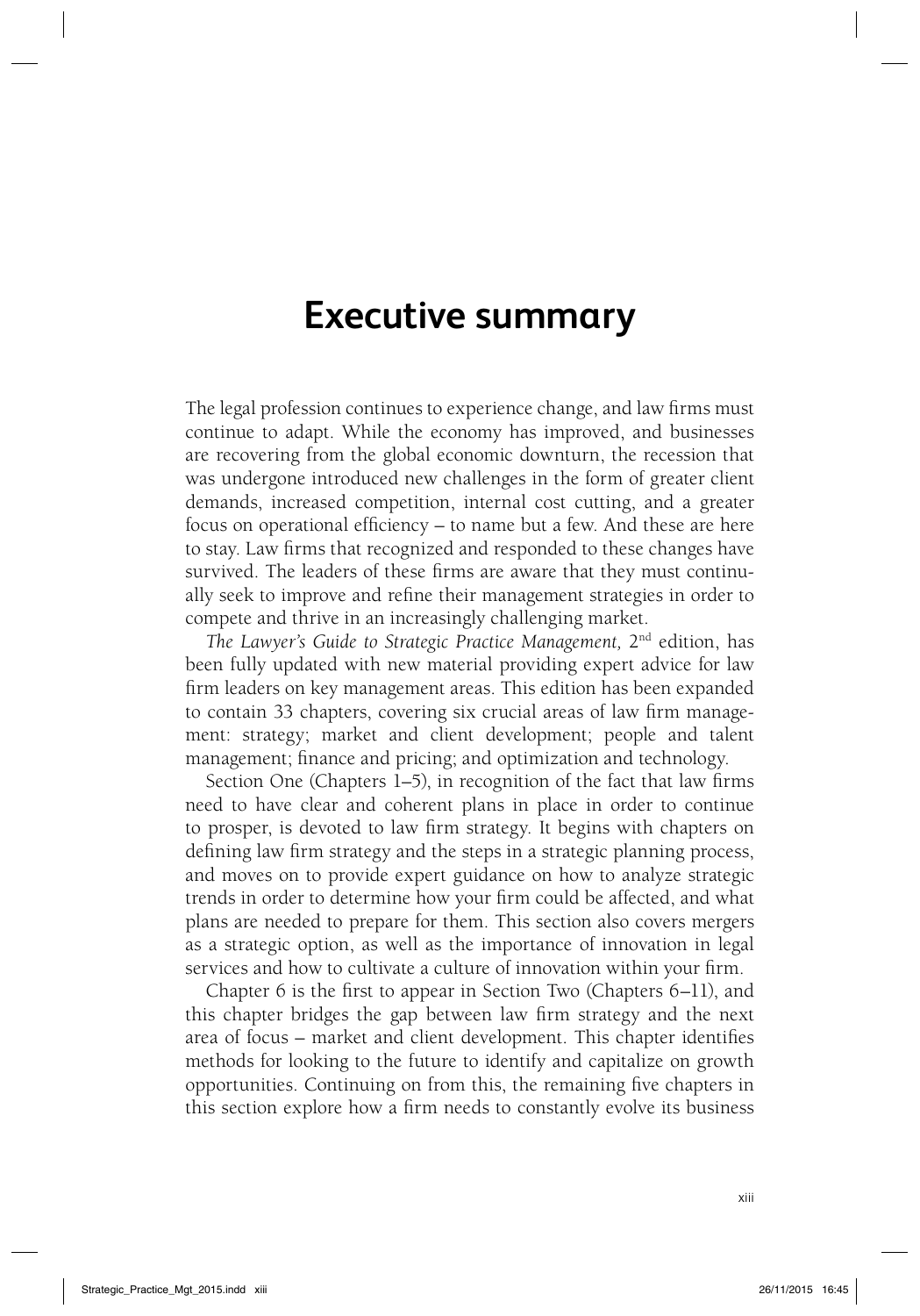# Executive summary

The legal profession continues to experience change, and law firms must continue to adapt. While the economy has improved, and businesses are recovering from the global economic downturn, the recession that was undergone introduced new challenges in the form of greater client demands, increased competition, internal cost cutting, and a greater focus on operational efficiency – to name but a few. And these are here to stay. Law firms that recognized and responded to these changes have survived. The leaders of these firms are aware that they must continually seek to improve and refine their management strategies in order to compete and thrive in an increasingly challenging market.

*The Lawyer's Guide to Strategic Practice Management,* 2nd edition, has been fully updated with new material providing expert advice for law firm leaders on key management areas. This edition has been expanded to contain 33 chapters, covering six crucial areas of law firm management: strategy; market and client development; people and talent management; finance and pricing; and optimization and technology.

Section One (Chapters 1–5), in recognition of the fact that law firms need to have clear and coherent plans in place in order to continue to prosper, is devoted to law firm strategy. It begins with chapters on defining law firm strategy and the steps in a strategic planning process, and moves on to provide expert guidance on how to analyze strategic trends in order to determine how your firm could be affected, and what plans are needed to prepare for them. This section also covers mergers as a strategic option, as well as the importance of innovation in legal services and how to cultivate a culture of innovation within your firm.

Chapter 6 is the first to appear in Section Two (Chapters 6–11), and this chapter bridges the gap between law firm strategy and the next area of focus – market and client development. This chapter identifies methods for looking to the future to identify and capitalize on growth opportunities. Continuing on from this, the remaining five chapters in this section explore how a firm needs to constantly evolve its business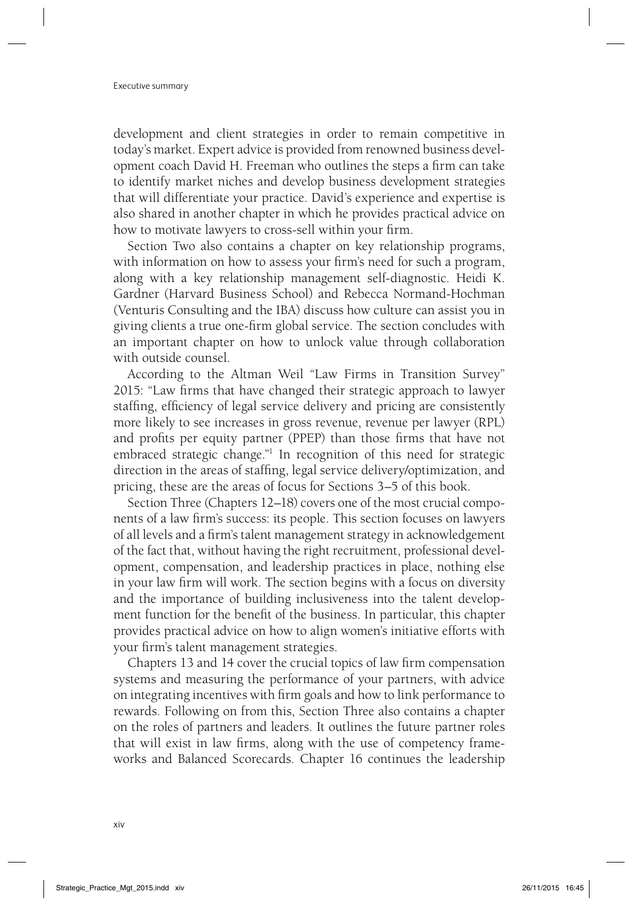development and client strategies in order to remain competitive in today's market. Expert advice is provided from renowned business development coach David H. Freeman who outlines the steps a firm can take to identify market niches and develop business development strategies that will differentiate your practice. David's experience and expertise is also shared in another chapter in which he provides practical advice on how to motivate lawyers to cross-sell within your firm.

Section Two also contains a chapter on key relationship programs, with information on how to assess your firm's need for such a program, along with a key relationship management self-diagnostic. Heidi K. Gardner (Harvard Business School) and Rebecca Normand-Hochman (Venturis Consulting and the IBA) discuss how culture can assist you in giving clients a true one-firm global service. The section concludes with an important chapter on how to unlock value through collaboration with outside counsel.

According to the Altman Weil "Law Firms in Transition Survey" 2015: "Law firms that have changed their strategic approach to lawyer staffing, efficiency of legal service delivery and pricing are consistently more likely to see increases in gross revenue, revenue per lawyer (RPL) and profits per equity partner (PPEP) than those firms that have not embraced strategic change."[1] In recognition of this need for strategic direction in the areas of staffing, legal service delivery/optimization, and pricing, these are the areas of focus for Sections 3–5 of this book.

Section Three (Chapters 12–18) covers one of the most crucial components of a law firm's success: its people. This section focuses on lawyers of all levels and a firm's talent management strategy in acknowledgement of the fact that, without having the right recruitment, professional development, compensation, and leadership practices in place, nothing else in your law firm will work. The section begins with a focus on diversity and the importance of building inclusiveness into the talent development function for the benefit of the business. In particular, this chapter provides practical advice on how to align women's initiative efforts with your firm's talent management strategies.

Chapters 13 and 14 cover the crucial topics of law firm compensation systems and measuring the performance of your partners, with advice on integrating incentives with firm goals and how to link performance to rewards. Following on from this, Section Three also contains a chapter on the roles of partners and leaders. It outlines the future partner roles that will exist in law firms, along with the use of competency frameworks and Balanced Scorecards. Chapter 16 continues the leadership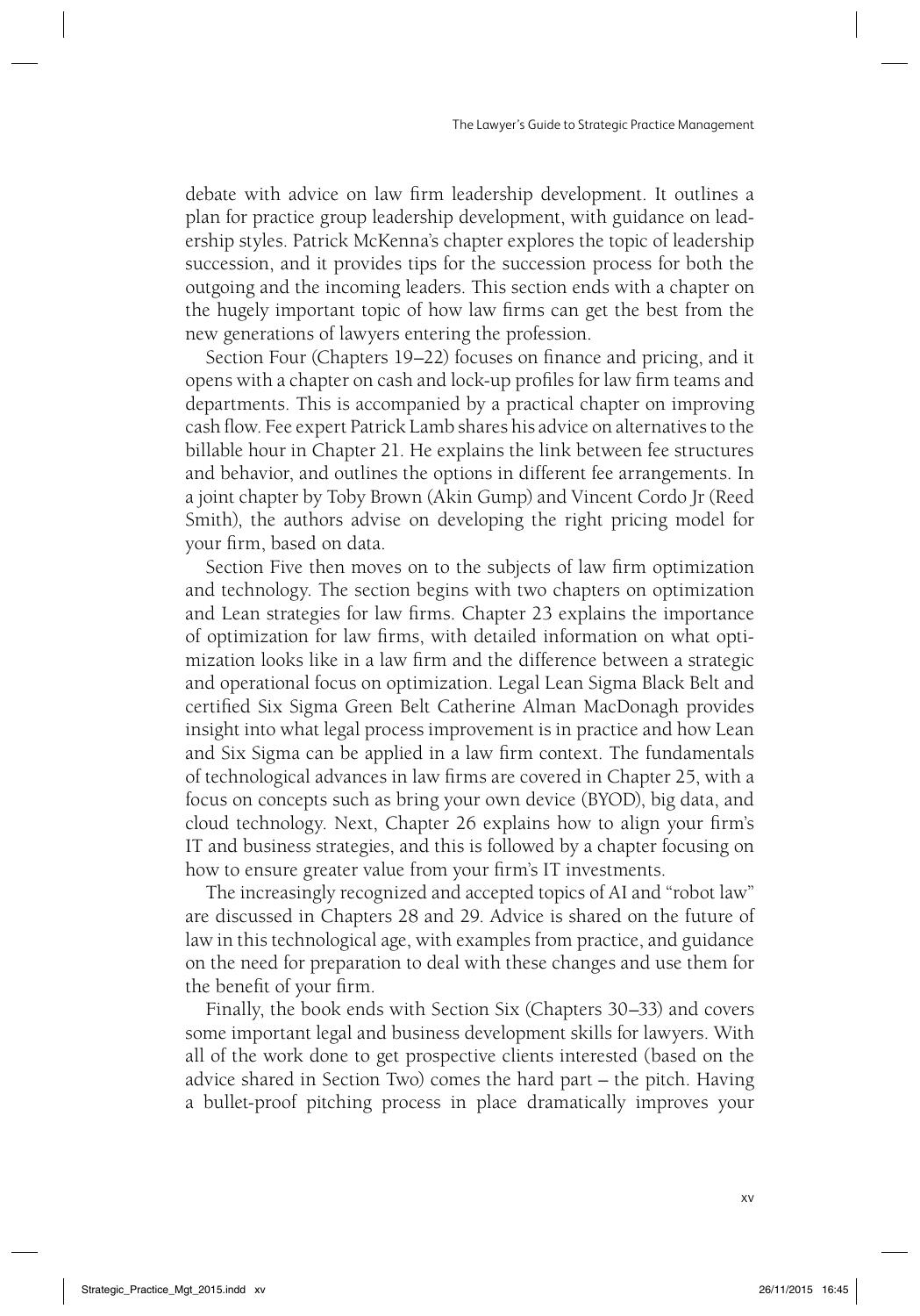debate with advice on law firm leadership development. It outlines a plan for practice group leadership development, with guidance on leadership styles. Patrick McKenna's chapter explores the topic of leadership succession, and it provides tips for the succession process for both the outgoing and the incoming leaders. This section ends with a chapter on the hugely important topic of how law firms can get the best from the new generations of lawyers entering the profession.

Section Four (Chapters 19–22) focuses on finance and pricing, and it opens with a chapter on cash and lock-up profiles for law firm teams and departments. This is accompanied by a practical chapter on improving cash flow. Fee expert Patrick Lamb shares his advice on alternatives to the billable hour in Chapter 21. He explains the link between fee structures and behavior, and outlines the options in different fee arrangements. In a joint chapter by Toby Brown (Akin Gump) and Vincent Cordo Jr (Reed Smith), the authors advise on developing the right pricing model for your firm, based on data.

Section Five then moves on to the subjects of law firm optimization and technology. The section begins with two chapters on optimization and Lean strategies for law firms. Chapter 23 explains the importance of optimization for law firms, with detailed information on what optimization looks like in a law firm and the difference between a strategic and operational focus on optimization. Legal Lean Sigma Black Belt and certified Six Sigma Green Belt Catherine Alman MacDonagh provides insight into what legal process improvement is in practice and how Lean and Six Sigma can be applied in a law firm context. The fundamentals of technological advances in law firms are covered in Chapter 25, with a focus on concepts such as bring your own device (BYOD), big data, and cloud technology. Next, Chapter 26 explains how to align your firm's IT and business strategies, and this is followed by a chapter focusing on how to ensure greater value from your firm's IT investments.

The increasingly recognized and accepted topics of AI and "robot law" are discussed in Chapters 28 and 29. Advice is shared on the future of law in this technological age, with examples from practice, and guidance on the need for preparation to deal with these changes and use them for the benefit of your firm.

Finally, the book ends with Section Six (Chapters 30–33) and covers some important legal and business development skills for lawyers. With all of the work done to get prospective clients interested (based on the advice shared in Section Two) comes the hard part – the pitch. Having a bullet-proof pitching process in place dramatically improves your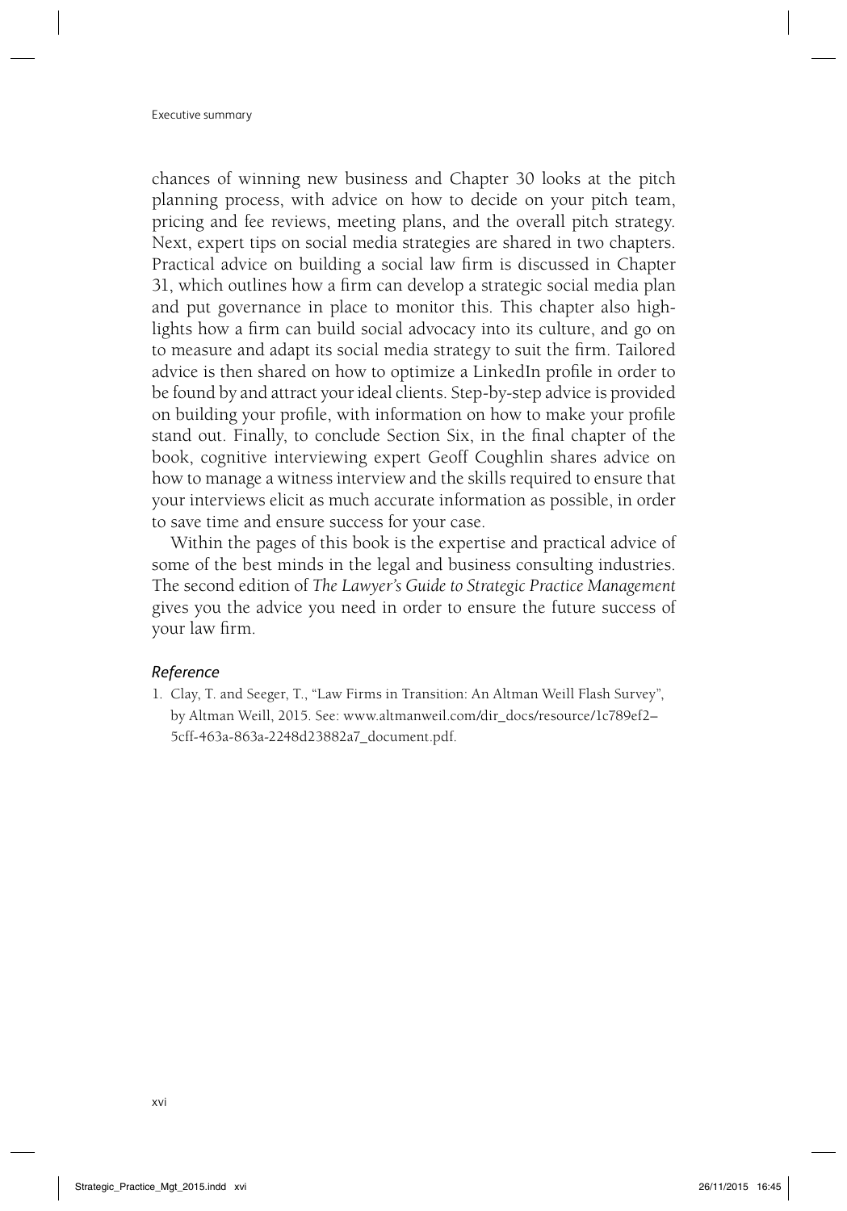chances of winning new business and Chapter 30 looks at the pitch planning process, with advice on how to decide on your pitch team, pricing and fee reviews, meeting plans, and the overall pitch strategy. Next, expert tips on social media strategies are shared in two chapters. Practical advice on building a social law firm is discussed in Chapter 31, which outlines how a firm can develop a strategic social media plan and put governance in place to monitor this. This chapter also highlights how a firm can build social advocacy into its culture, and go on to measure and adapt its social media strategy to suit the firm. Tailored advice is then shared on how to optimize a LinkedIn profile in order to be found by and attract your ideal clients. Step-by-step advice is provided on building your profile, with information on how to make your profile stand out. Finally, to conclude Section Six, in the final chapter of the book, cognitive interviewing expert Geoff Coughlin shares advice on how to manage a witness interview and the skills required to ensure that your interviews elicit as much accurate information as possible, in order to save time and ensure success for your case.

Within the pages of this book is the expertise and practical advice of some of the best minds in the legal and business consulting industries. The second edition of *The Lawyer's Guide to Strategic Practice Management* gives you the advice you need in order to ensure the future success of your law firm.

### *Reference*

1. Clay, T. and Seeger, T., "Law Firms in Transition: An Altman Weill Flash Survey", by Altman Weill, 2015. See: www.altmanweil.com/dir_docs/resource/1c789ef2–5cff-463a-863a-2248d23882a7_document.pdf.